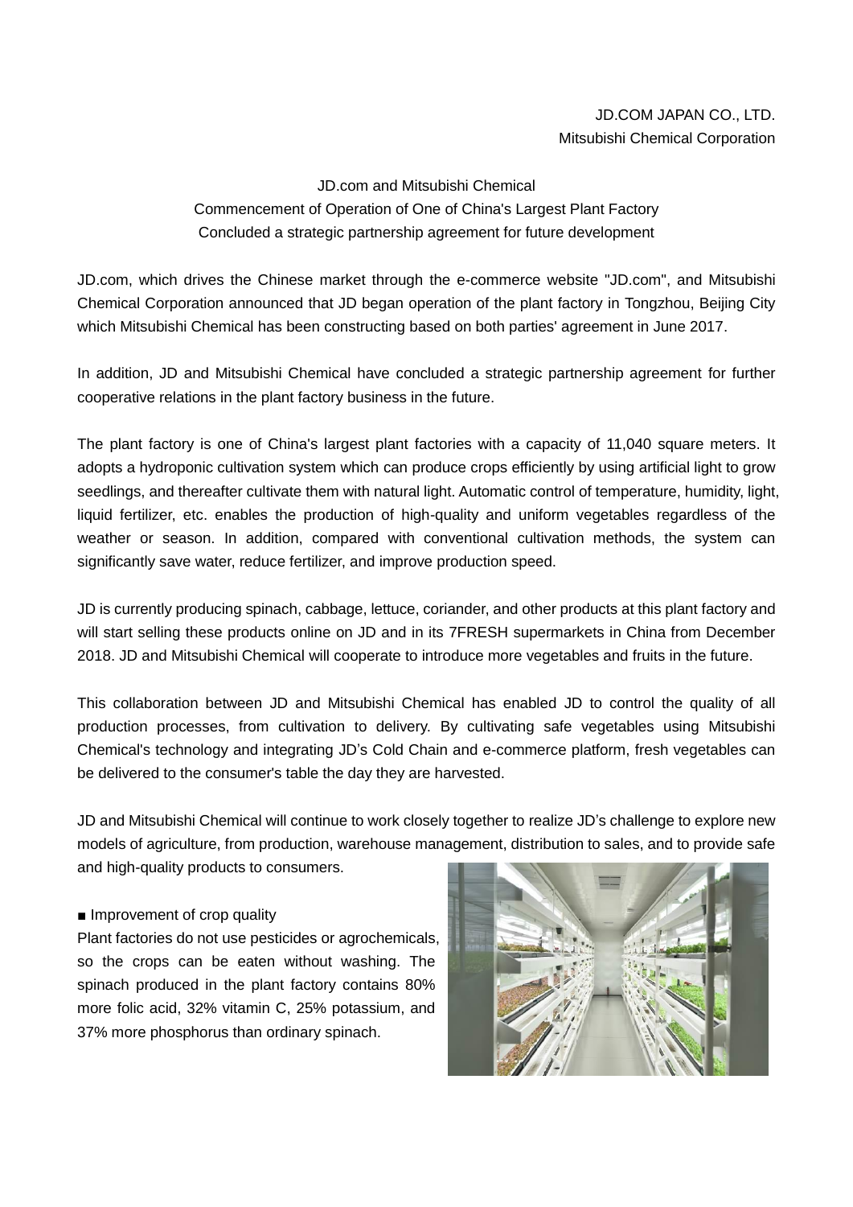JD.COM JAPAN CO., LTD.
Mitsubishi Chemical Corporation

# JD.com and Mitsubishi Chemical
## Commencement of Operation of One of China's Largest Plant Factory
## Concluded a strategic partnership agreement for future development

JD.com, which drives the Chinese market through the e-commerce website "JD.com", and Mitsubishi Chemical Corporation announced that JD began operation of the plant factory in Tongzhou, Beijing City which Mitsubishi Chemical has been constructing based on both parties' agreement in June 2017.

In addition, JD and Mitsubishi Chemical have concluded a strategic partnership agreement for further cooperative relations in the plant factory business in the future.

The plant factory is one of China's largest plant factories with a capacity of 11,040 square meters. It adopts a hydroponic cultivation system which can produce crops efficiently by using artificial light to grow seedlings, and thereafter cultivate them with natural light. Automatic control of temperature, humidity, light, liquid fertilizer, etc. enables the production of high-quality and uniform vegetables regardless of the weather or season. In addition, compared with conventional cultivation methods, the system can significantly save water, reduce fertilizer, and improve production speed.

JD is currently producing spinach, cabbage, lettuce, coriander, and other products at this plant factory and will start selling these products online on JD and in its 7FRESH supermarkets in China from December 2018. JD and Mitsubishi Chemical will cooperate to introduce more vegetables and fruits in the future.

This collaboration between JD and Mitsubishi Chemical has enabled JD to control the quality of all production processes, from cultivation to delivery. By cultivating safe vegetables using Mitsubishi Chemical's technology and integrating JD's Cold Chain and e-commerce platform, fresh vegetables can be delivered to the consumer's table the day they are harvested.

JD and Mitsubishi Chemical will continue to work closely together to realize JD's challenge to explore new models of agriculture, from production, warehouse management, distribution to sales, and to provide safe and high-quality products to consumers.

■ Improvement of crop quality

Plant factories do not use pesticides or agrochemicals, so the crops can be eaten without washing. The spinach produced in the plant factory contains 80% more folic acid, 32% vitamin C, 25% potassium, and 37% more phosphorus than ordinary spinach.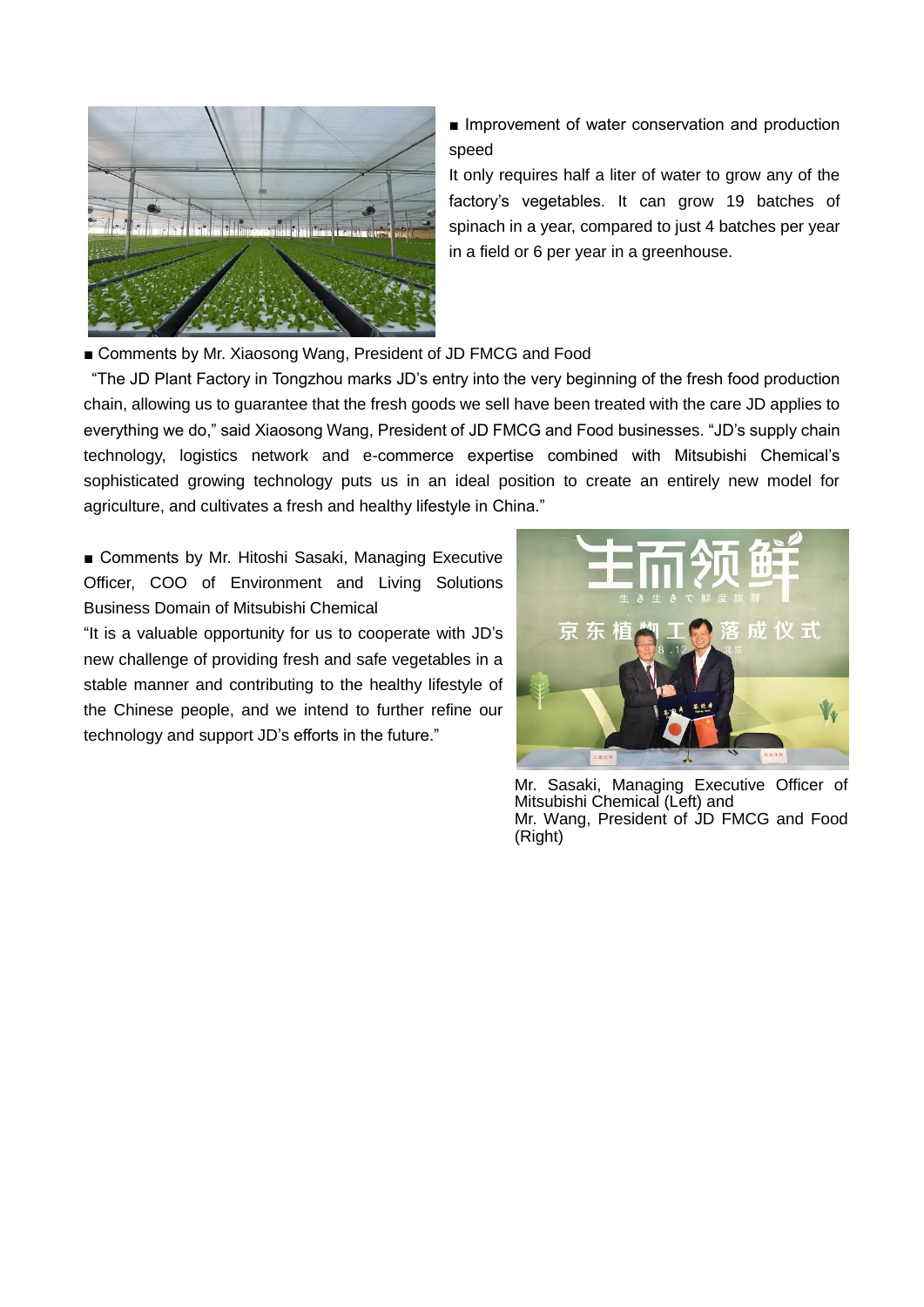■ Improvement of water conservation and production speed

It only requires half a liter of water to grow any of the factory's vegetables. It can grow 19 batches of spinach in a year, compared to just 4 batches per year in a field or 6 per year in a greenhouse.

■ Comments by Mr. Xiaosong Wang, President of JD FMCG and Food

"The JD Plant Factory in Tongzhou marks JD's entry into the very beginning of the fresh food production chain, allowing us to guarantee that the fresh goods we sell have been treated with the care JD applies to everything we do," said Xiaosong Wang, President of JD FMCG and Food businesses. "JD's supply chain technology, logistics network and e-commerce expertise combined with Mitsubishi Chemical's sophisticated growing technology puts us in an ideal position to create an entirely new model for agriculture, and cultivates a fresh and healthy lifestyle in China."

■ Comments by Mr. Hitoshi Sasaki, Managing Executive Officer, COO of Environment and Living Solutions Business Domain of Mitsubishi Chemical

"It is a valuable opportunity for us to cooperate with JD's new challenge of providing fresh and safe vegetables in a stable manner and contributing to the healthy lifestyle of the Chinese people, and we intend to further refine our technology and support JD's efforts in the future."

Mr. Sasaki, Managing Executive Officer of Mitsubishi Chemical (Left) and
Mr. Wang, President of JD FMCG and Food (Right)